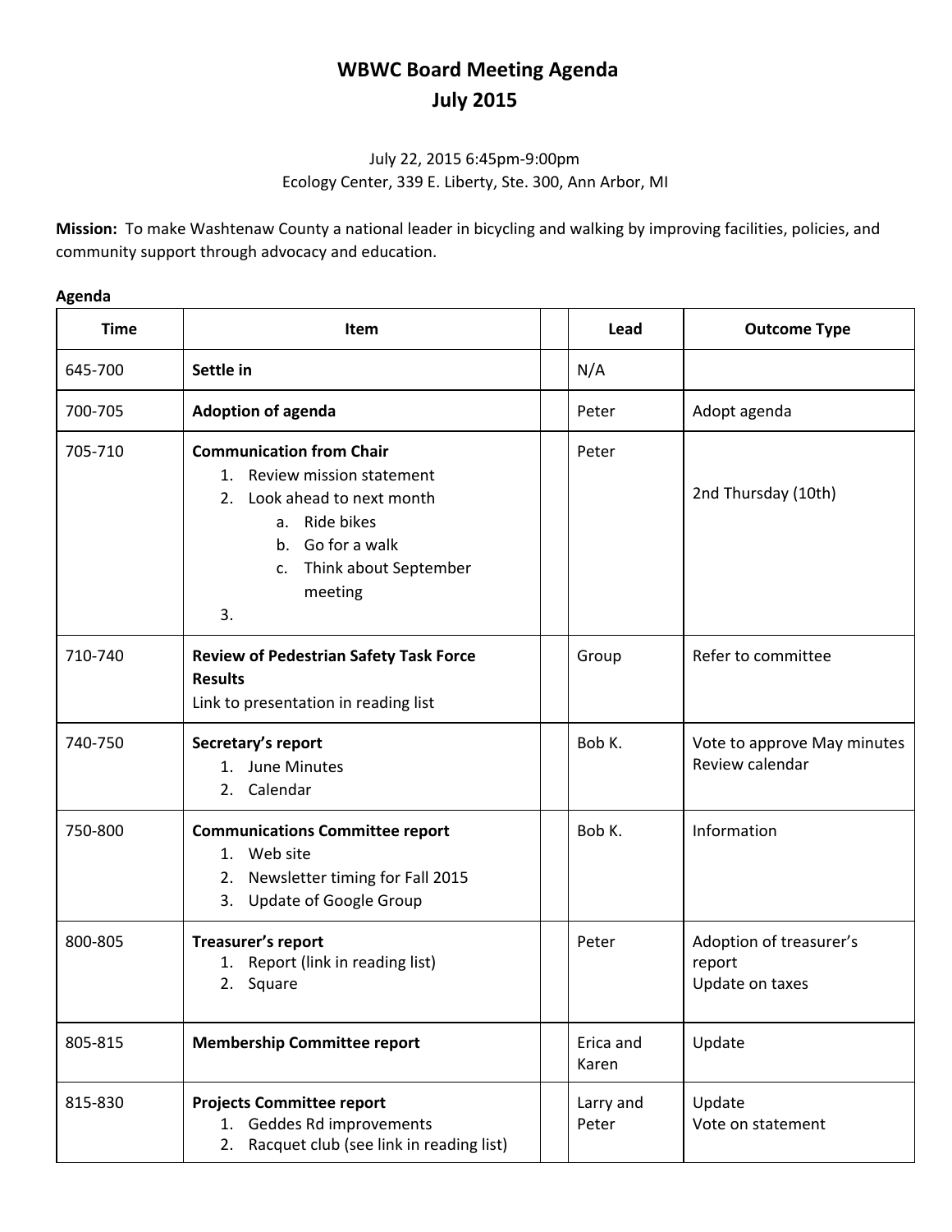# WBWC Board Meeting Agenda
# July 2015

July 22, 2015 6:45pm-9:00pm
Ecology Center, 339 E. Liberty, Ste. 300, Ann Arbor, MI

**Mission:** To make Washtenaw County a national leader in bicycling and walking by improving facilities, policies, and community support through advocacy and education.

**Agenda**

| Time | Item | | Lead | Outcome Type |
|---|---|---|---|---|
| 645-700 | **Settle in** | | N/A | |
| 700-705 | **Adoption of agenda** | | Peter | Adopt agenda |
| 705-710 | **Communication from Chair**<br>1. Review mission statement<br>2. Look ahead to next month<br>a. Ride bikes<br>b. Go for a walk<br>c. Think about September meeting<br>3. | | Peter | 2nd Thursday (10th) |
| 710-740 | **Review of Pedestrian Safety Task Force Results**<br>Link to presentation in reading list | | Group | Refer to committee |
| 740-750 | **Secretary's report**<br>1. June Minutes<br>2. Calendar | | Bob K. | Vote to approve May minutes<br>Review calendar |
| 750-800 | **Communications Committee report**<br>1. Web site<br>2. Newsletter timing for Fall 2015<br>3. Update of Google Group | | Bob K. | Information |
| 800-805 | **Treasurer's report**<br>1. Report (link in reading list)<br>2. Square | | Peter | Adoption of treasurer's report<br>Update on taxes |
| 805-815 | **Membership Committee report** | | Erica and Karen | Update |
| 815-830 | **Projects Committee report**<br>1. Geddes Rd improvements<br>2. Racquet club (see link in reading list) | | Larry and Peter | Update<br>Vote on statement |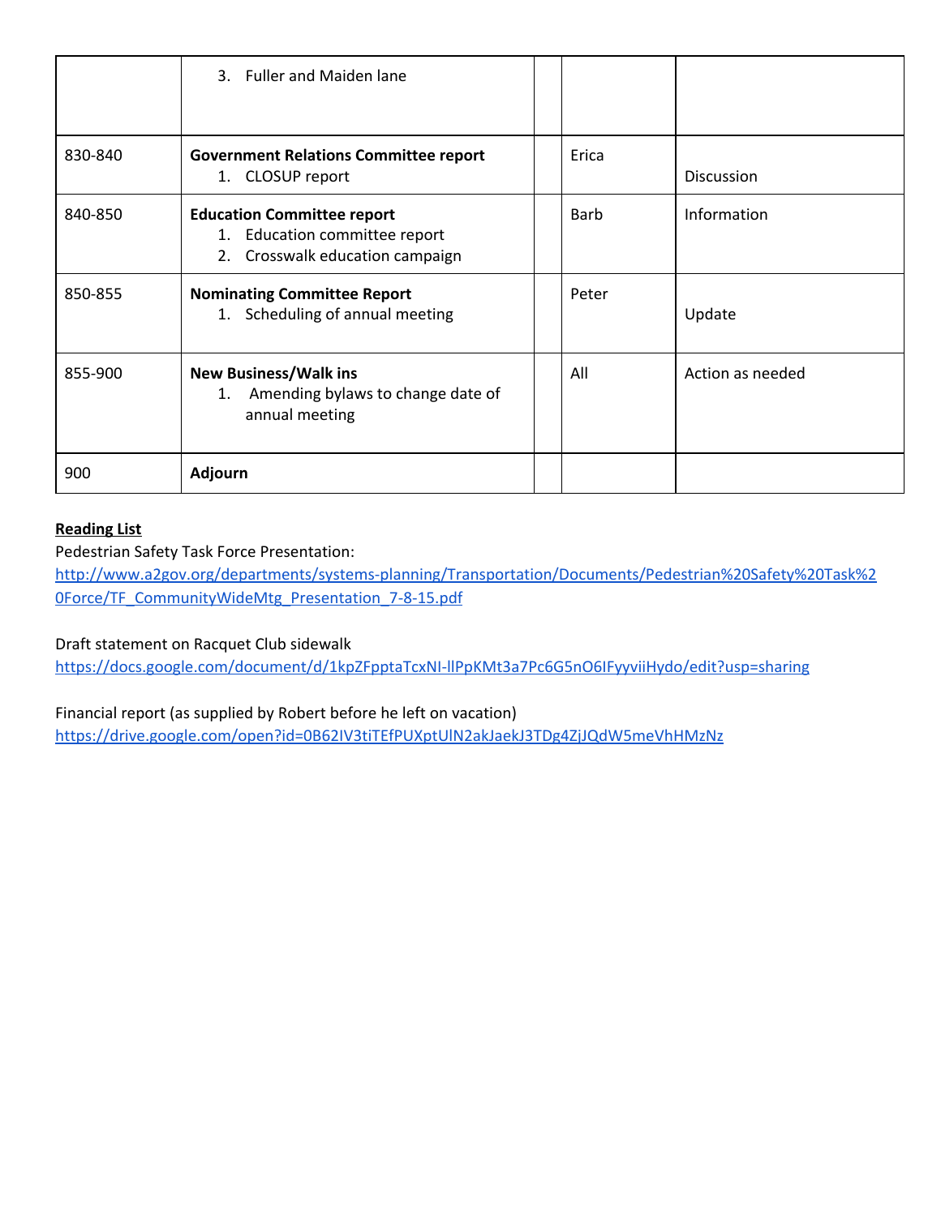| | | | | |
|---|---|---|---|---|
| | 3. Fuller and Maiden lane | | | |
| 830-840 | **Government Relations Committee report**<br>1. CLOSUP report | | Erica | Discussion |
| 840-850 | **Education Committee report**<br>1. Education committee report<br>2. Crosswalk education campaign | | Barb | Information |
| 850-855 | **Nominating Committee Report**<br>1. Scheduling of annual meeting | | Peter | Update |
| 855-900 | **New Business/Walk ins**<br>1. Amending bylaws to change date of annual meeting | | All | Action as needed |
| 900 | **Adjourn** | | | |

**Reading List**

Pedestrian Safety Task Force Presentation:
http://www.a2gov.org/departments/systems-planning/Transportation/Documents/Pedestrian%20Safety%20Task%20Force/TF_CommunityWideMtg_Presentation_7-8-15.pdf

Draft statement on Racquet Club sidewalk
https://docs.google.com/document/d/1kpZFpptaTcxNI-llPpKMt3a7Pc6G5nO6IFyyviiHydo/edit?usp=sharing

Financial report (as supplied by Robert before he left on vacation)
https://drive.google.com/open?id=0B62IV3tiTEfPUXptUlN2akJaekJ3TDg4ZjJQdW5meVhHMzNz